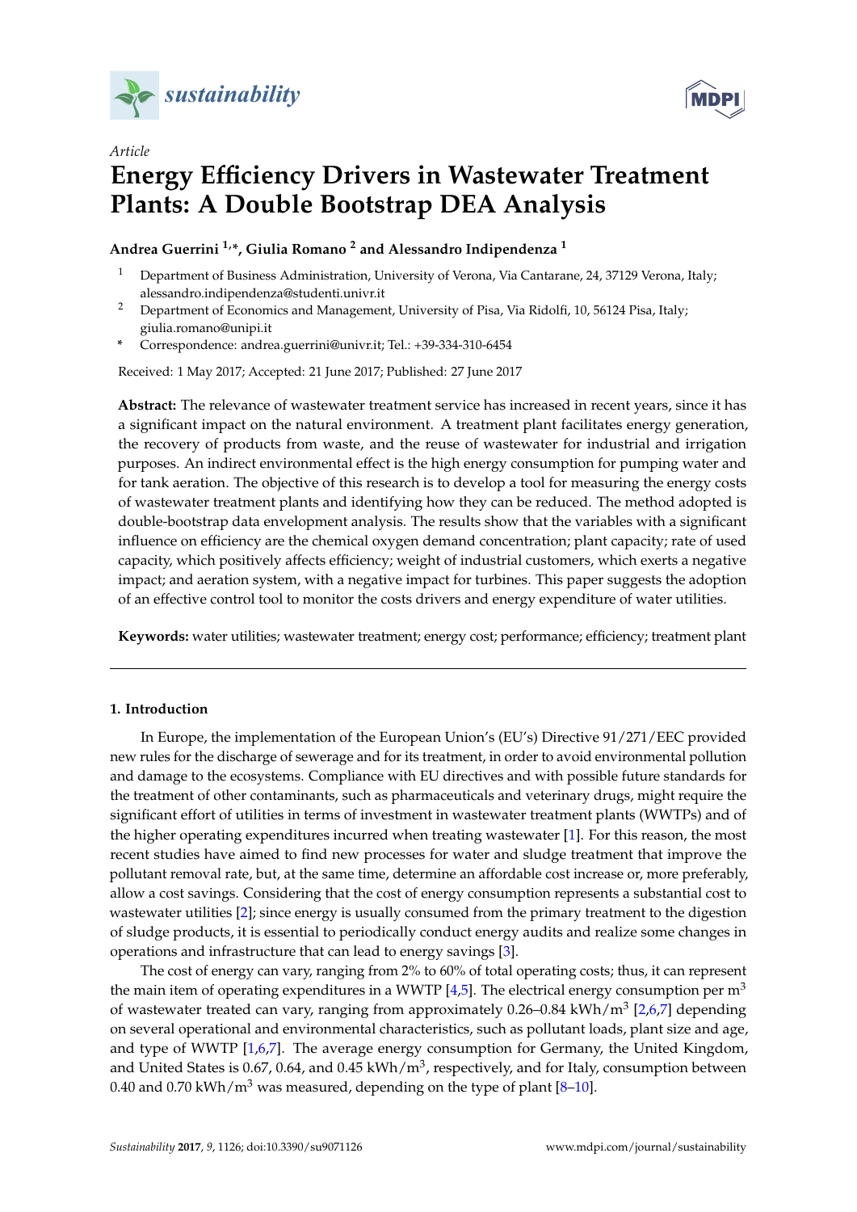*sustainability*

Article

# Energy Efficiency Drivers in Wastewater Treatment Plants: A Double Bootstrap DEA Analysis

**Andrea Guerrini [1,*], Giulia Romano [2] and Alessandro Indipendenza [1]**

[1] Department of Business Administration, University of Verona, Via Cantarane, 24, 37129 Verona, Italy; alessandro.indipendenza@studenti.univr.it

[2] Department of Economics and Management, University of Pisa, Via Ridolfi, 10, 56124 Pisa, Italy; giulia.romano@unipi.it

\* Correspondence: andrea.guerrini@univr.it; Tel.: +39-334-310-6454

Received: 1 May 2017; Accepted: 21 June 2017; Published: 27 June 2017

**Abstract:** The relevance of wastewater treatment service has increased in recent years, since it has a significant impact on the natural environment. A treatment plant facilitates energy generation, the recovery of products from waste, and the reuse of wastewater for industrial and irrigation purposes. An indirect environmental effect is the high energy consumption for pumping water and for tank aeration. The objective of this research is to develop a tool for measuring the energy costs of wastewater treatment plants and identifying how they can be reduced. The method adopted is double-bootstrap data envelopment analysis. The results show that the variables with a significant influence on efficiency are the chemical oxygen demand concentration; plant capacity; rate of used capacity, which positively affects efficiency; weight of industrial customers, which exerts a negative impact; and aeration system, with a negative impact for turbines. This paper suggests the adoption of an effective control tool to monitor the costs drivers and energy expenditure of water utilities.

**Keywords:** water utilities; wastewater treatment; energy cost; performance; efficiency; treatment plant

## 1. Introduction

In Europe, the implementation of the European Union's (EU's) Directive 91/271/EEC provided new rules for the discharge of sewerage and for its treatment, in order to avoid environmental pollution and damage to the ecosystems. Compliance with EU directives and with possible future standards for the treatment of other contaminants, such as pharmaceuticals and veterinary drugs, might require the significant effort of utilities in terms of investment in wastewater treatment plants (WWTPs) and of the higher operating expenditures incurred when treating wastewater [1]. For this reason, the most recent studies have aimed to find new processes for water and sludge treatment that improve the pollutant removal rate, but, at the same time, determine an affordable cost increase or, more preferably, allow a cost savings. Considering that the cost of energy consumption represents a substantial cost to wastewater utilities [2]; since energy is usually consumed from the primary treatment to the digestion of sludge products, it is essential to periodically conduct energy audits and realize some changes in operations and infrastructure that can lead to energy savings [3].

The cost of energy can vary, ranging from 2% to 60% of total operating costs; thus, it can represent the main item of operating expenditures in a WWTP [4,5]. The electrical energy consumption per $m^3$ of wastewater treated can vary, ranging from approximately 0.26–0.84 kWh/$m^3$ [2,6,7] depending on several operational and environmental characteristics, such as pollutant loads, plant size and age, and type of WWTP [1,6,7]. The average energy consumption for Germany, the United Kingdom, and United States is 0.67, 0.64, and 0.45 kWh/$m^3$, respectively, and for Italy, consumption between 0.40 and 0.70 kWh/$m^3$ was measured, depending on the type of plant [8–10].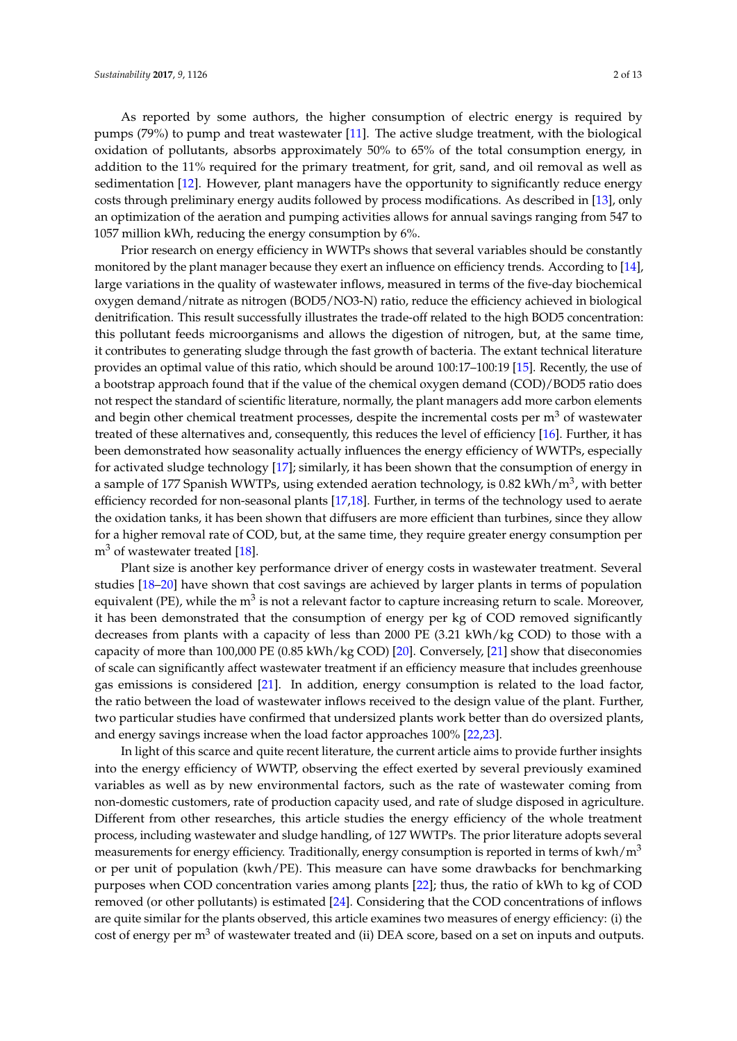As reported by some authors, the higher consumption of electric energy is required by pumps (79%) to pump and treat wastewater [11]. The active sludge treatment, with the biological oxidation of pollutants, absorbs approximately 50% to 65% of the total consumption energy, in addition to the 11% required for the primary treatment, for grit, sand, and oil removal as well as sedimentation [12]. However, plant managers have the opportunity to significantly reduce energy costs through preliminary energy audits followed by process modifications. As described in [13], only an optimization of the aeration and pumping activities allows for annual savings ranging from 547 to 1057 million kWh, reducing the energy consumption by 6%.

Prior research on energy efficiency in WWTPs shows that several variables should be constantly monitored by the plant manager because they exert an influence on efficiency trends. According to [14], large variations in the quality of wastewater inflows, measured in terms of the five-day biochemical oxygen demand/nitrate as nitrogen (BOD5/NO3-N) ratio, reduce the efficiency achieved in biological denitrification. This result successfully illustrates the trade-off related to the high BOD5 concentration: this pollutant feeds microorganisms and allows the digestion of nitrogen, but, at the same time, it contributes to generating sludge through the fast growth of bacteria. The extant technical literature provides an optimal value of this ratio, which should be around 100:17–100:19 [15]. Recently, the use of a bootstrap approach found that if the value of the chemical oxygen demand (COD)/BOD5 ratio does not respect the standard of scientific literature, normally, the plant managers add more carbon elements and begin other chemical treatment processes, despite the incremental costs per $m^3$ of wastewater treated of these alternatives and, consequently, this reduces the level of efficiency [16]. Further, it has been demonstrated how seasonality actually influences the energy efficiency of WWTPs, especially for activated sludge technology [17]; similarly, it has been shown that the consumption of energy in a sample of 177 Spanish WWTPs, using extended aeration technology, is 0.82 kWh/$m^3$, with better efficiency recorded for non-seasonal plants [17,18]. Further, in terms of the technology used to aerate the oxidation tanks, it has been shown that diffusers are more efficient than turbines, since they allow for a higher removal rate of COD, but, at the same time, they require greater energy consumption per $m^3$ of wastewater treated [18].

Plant size is another key performance driver of energy costs in wastewater treatment. Several studies [18–20] have shown that cost savings are achieved by larger plants in terms of population equivalent (PE), while the $m^3$ is not a relevant factor to capture increasing return to scale. Moreover, it has been demonstrated that the consumption of energy per kg of COD removed significantly decreases from plants with a capacity of less than 2000 PE (3.21 kWh/kg COD) to those with a capacity of more than 100,000 PE (0.85 kWh/kg COD) [20]. Conversely, [21] show that diseconomies of scale can significantly affect wastewater treatment if an efficiency measure that includes greenhouse gas emissions is considered [21]. In addition, energy consumption is related to the load factor, the ratio between the load of wastewater inflows received to the design value of the plant. Further, two particular studies have confirmed that undersized plants work better than do oversized plants, and energy savings increase when the load factor approaches 100% [22,23].

In light of this scarce and quite recent literature, the current article aims to provide further insights into the energy efficiency of WWTP, observing the effect exerted by several previously examined variables as well as by new environmental factors, such as the rate of wastewater coming from non-domestic customers, rate of production capacity used, and rate of sludge disposed in agriculture. Different from other researches, this article studies the energy efficiency of the whole treatment process, including wastewater and sludge handling, of 127 WWTPs. The prior literature adopts several measurements for energy efficiency. Traditionally, energy consumption is reported in terms of kwh/$m^3$ or per unit of population (kwh/PE). This measure can have some drawbacks for benchmarking purposes when COD concentration varies among plants [22]; thus, the ratio of kWh to kg of COD removed (or other pollutants) is estimated [24]. Considering that the COD concentrations of inflows are quite similar for the plants observed, this article examines two measures of energy efficiency: (i) the cost of energy per $m^3$ of wastewater treated and (ii) DEA score, based on a set on inputs and outputs.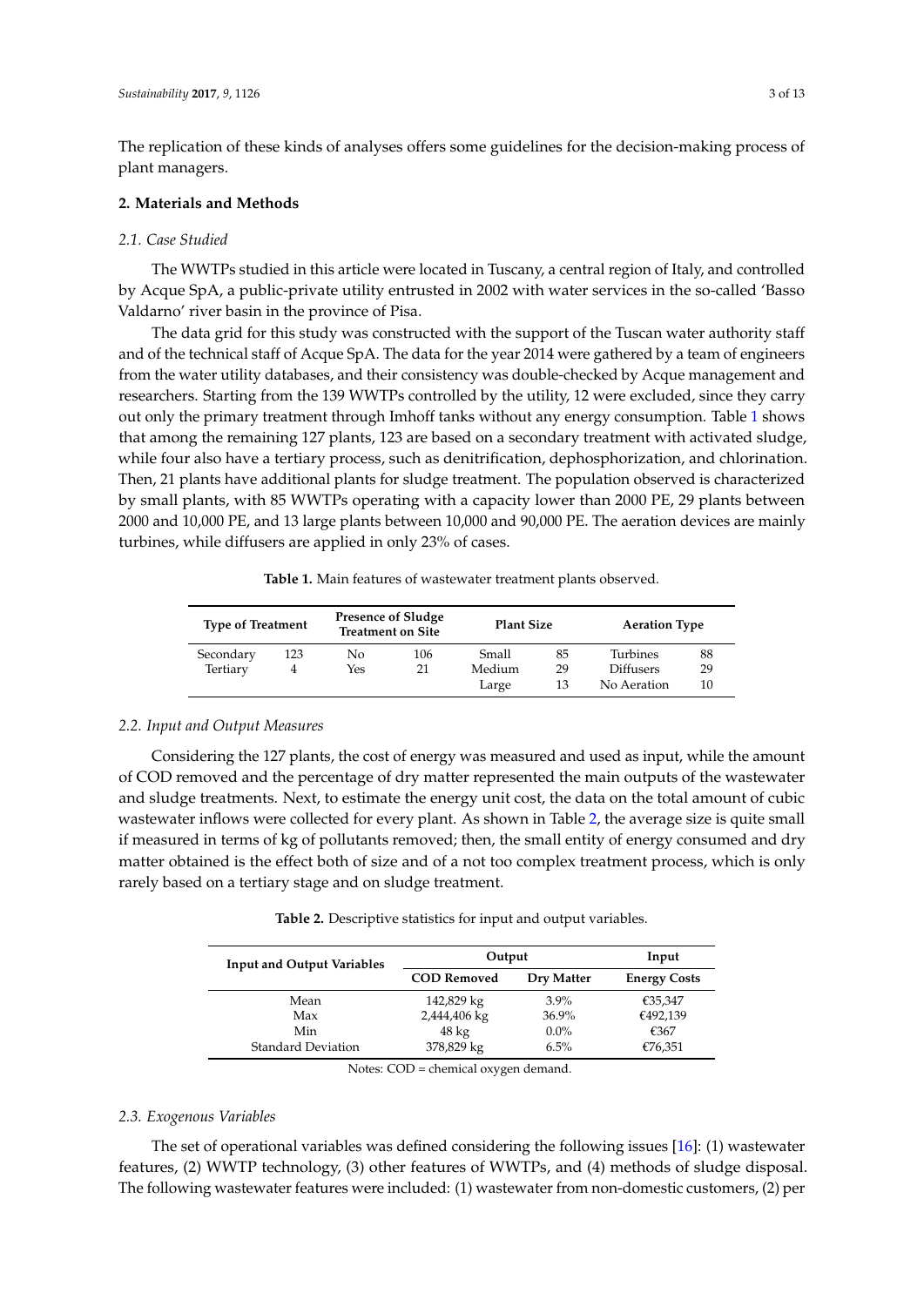The replication of these kinds of analyses offers some guidelines for the decision-making process of plant managers.

## 2. Materials and Methods

### *2.1. Case Studied*

The WWTPs studied in this article were located in Tuscany, a central region of Italy, and controlled by Acque SpA, a public-private utility entrusted in 2002 with water services in the so-called 'Basso Valdarno' river basin in the province of Pisa.

The data grid for this study was constructed with the support of the Tuscan water authority staff and of the technical staff of Acque SpA. The data for the year 2014 were gathered by a team of engineers from the water utility databases, and their consistency was double-checked by Acque management and researchers. Starting from the 139 WWTPs controlled by the utility, 12 were excluded, since they carry out only the primary treatment through Imhoff tanks without any energy consumption. Table 1 shows that among the remaining 127 plants, 123 are based on a secondary treatment with activated sludge, while four also have a tertiary process, such as denitrification, dephosphorization, and chlorination. Then, 21 plants have additional plants for sludge treatment. The population observed is characterized by small plants, with 85 WWTPs operating with a capacity lower than 2000 PE, 29 plants between 2000 and 10,000 PE, and 13 large plants between 10,000 and 90,000 PE. The aeration devices are mainly turbines, while diffusers are applied in only 23% of cases.

**Table 1.** Main features of wastewater treatment plants observed.

| Type of Treatment | | Presence of Sludge Treatment on Site | | Plant Size | | Aeration Type | |
|---|---|---|---|---|---|---|---|
| Secondary | 123 | No | 106 | Small | 85 | Turbines | 88 |
| Tertiary | 4 | Yes | 21 | Medium | 29 | Diffusers | 29 |
| | | | | Large | 13 | No Aeration | 10 |

### *2.2. Input and Output Measures*

Considering the 127 plants, the cost of energy was measured and used as input, while the amount of COD removed and the percentage of dry matter represented the main outputs of the wastewater and sludge treatments. Next, to estimate the energy unit cost, the data on the total amount of cubic wastewater inflows were collected for every plant. As shown in Table 2, the average size is quite small if measured in terms of kg of pollutants removed; then, the small entity of energy consumed and dry matter obtained is the effect both of size and of a not too complex treatment process, which is only rarely based on a tertiary stage and on sludge treatment.

**Table 2.** Descriptive statistics for input and output variables.

| Input and Output Variables | Output | | Input |
|---|---|---|---|
| | **COD Removed** | **Dry Matter** | **Energy Costs** |
| Mean | 142,829 kg | 3.9% | €35,347 |
| Max | 2,444,406 kg | 36.9% | €492,139 |
| Min | 48 kg | 0.0% | €367 |
| Standard Deviation | 378,829 kg | 6.5% | €76,351 |

Notes: COD = chemical oxygen demand.

### *2.3. Exogenous Variables*

The set of operational variables was defined considering the following issues [16]: (1) wastewater features, (2) WWTP technology, (3) other features of WWTPs, and (4) methods of sludge disposal. The following wastewater features were included: (1) wastewater from non-domestic customers, (2) per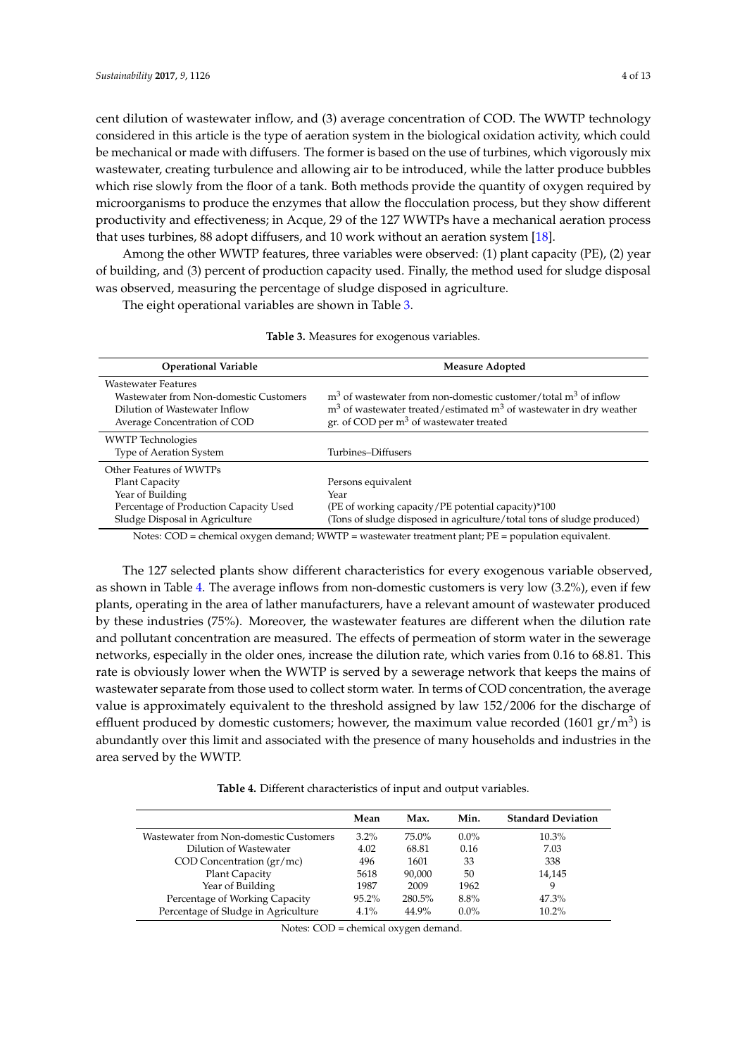cent dilution of wastewater inflow, and (3) average concentration of COD. The WWTP technology considered in this article is the type of aeration system in the biological oxidation activity, which could be mechanical or made with diffusers. The former is based on the use of turbines, which vigorously mix wastewater, creating turbulence and allowing air to be introduced, while the latter produce bubbles which rise slowly from the floor of a tank. Both methods provide the quantity of oxygen required by microorganisms to produce the enzymes that allow the flocculation process, but they show different productivity and effectiveness; in Acque, 29 of the 127 WWTPs have a mechanical aeration process that uses turbines, 88 adopt diffusers, and 10 work without an aeration system [18].

Among the other WWTP features, three variables were observed: (1) plant capacity (PE), (2) year of building, and (3) percent of production capacity used. Finally, the method used for sludge disposal was observed, measuring the percentage of sludge disposed in agriculture.

The eight operational variables are shown in Table 3.

**Table 3.** Measures for exogenous variables.

| Operational Variable | Measure Adopted |
|---|---|
| Wastewater Features | |
| Wastewater from Non-domestic Customers | $m^3$ of wastewater from non-domestic customer/total $m^3$ of inflow |
| Dilution of Wastewater Inflow | $m^3$ of wastewater treated/estimated $m^3$ of wastewater in dry weather |
| Average Concentration of COD | gr. of COD per $m^3$ of wastewater treated |
| WWTP Technologies | |
| Type of Aeration System | Turbines–Diffusers |
| Other Features of WWTPs | |
| Plant Capacity | Persons equivalent |
| Year of Building | Year |
| Percentage of Production Capacity Used | (PE of working capacity/PE potential capacity)*100 |
| Sludge Disposal in Agriculture | (Tons of sludge disposed in agriculture/total tons of sludge produced) |

Notes: COD = chemical oxygen demand; WWTP = wastewater treatment plant; PE = population equivalent.

The 127 selected plants show different characteristics for every exogenous variable observed, as shown in Table 4. The average inflows from non-domestic customers is very low (3.2%), even if few plants, operating in the area of lather manufacturers, have a relevant amount of wastewater produced by these industries (75%). Moreover, the wastewater features are different when the dilution rate and pollutant concentration are measured. The effects of permeation of storm water in the sewerage networks, especially in the older ones, increase the dilution rate, which varies from 0.16 to 68.81. This rate is obviously lower when the WWTP is served by a sewerage network that keeps the mains of wastewater separate from those used to collect storm water. In terms of COD concentration, the average value is approximately equivalent to the threshold assigned by law 152/2006 for the discharge of effluent produced by domestic customers; however, the maximum value recorded (1601 gr/$m^3$) is abundantly over this limit and associated with the presence of many households and industries in the area served by the WWTP.

**Table 4.** Different characteristics of input and output variables.

| | Mean | Max. | Min. | Standard Deviation |
|---|---|---|---|---|
| Wastewater from Non-domestic Customers | 3.2% | 75.0% | 0.0% | 10.3% |
| Dilution of Wastewater | 4.02 | 68.81 | 0.16 | 7.03 |
| COD Concentration (gr/mc) | 496 | 1601 | 33 | 338 |
| Plant Capacity | 5618 | 90,000 | 50 | 14,145 |
| Year of Building | 1987 | 2009 | 1962 | 9 |
| Percentage of Working Capacity | 95.2% | 280.5% | 8.8% | 47.3% |
| Percentage of Sludge in Agriculture | 4.1% | 44.9% | 0.0% | 10.2% |

Notes: COD = chemical oxygen demand.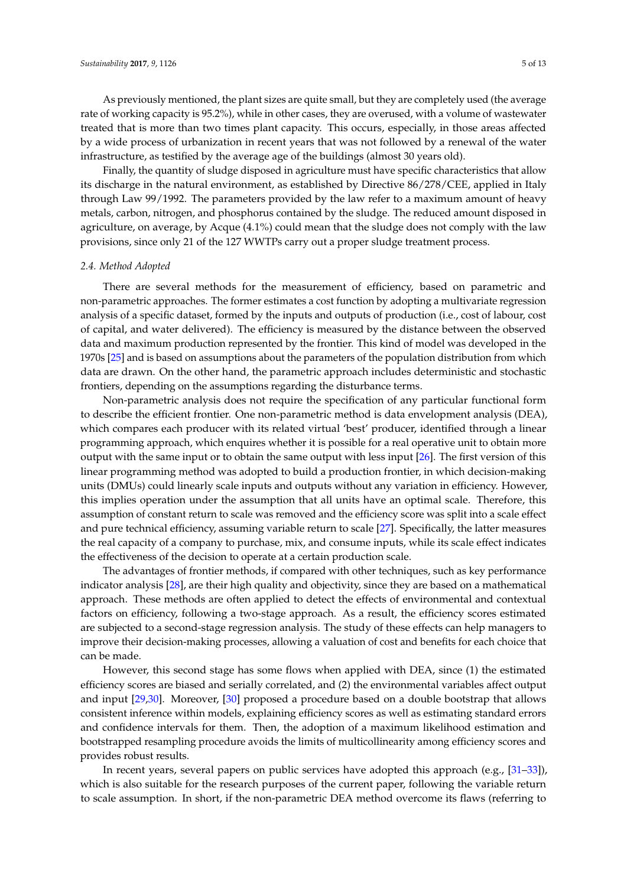As previously mentioned, the plant sizes are quite small, but they are completely used (the average rate of working capacity is 95.2%), while in other cases, they are overused, with a volume of wastewater treated that is more than two times plant capacity. This occurs, especially, in those areas affected by a wide process of urbanization in recent years that was not followed by a renewal of the water infrastructure, as testified by the average age of the buildings (almost 30 years old).

Finally, the quantity of sludge disposed in agriculture must have specific characteristics that allow its discharge in the natural environment, as established by Directive 86/278/CEE, applied in Italy through Law 99/1992. The parameters provided by the law refer to a maximum amount of heavy metals, carbon, nitrogen, and phosphorus contained by the sludge. The reduced amount disposed in agriculture, on average, by Acque (4.1%) could mean that the sludge does not comply with the law provisions, since only 21 of the 127 WWTPs carry out a proper sludge treatment process.

### *2.4. Method Adopted*

There are several methods for the measurement of efficiency, based on parametric and non-parametric approaches. The former estimates a cost function by adopting a multivariate regression analysis of a specific dataset, formed by the inputs and outputs of production (i.e., cost of labour, cost of capital, and water delivered). The efficiency is measured by the distance between the observed data and maximum production represented by the frontier. This kind of model was developed in the 1970s [25] and is based on assumptions about the parameters of the population distribution from which data are drawn. On the other hand, the parametric approach includes deterministic and stochastic frontiers, depending on the assumptions regarding the disturbance terms.

Non-parametric analysis does not require the specification of any particular functional form to describe the efficient frontier. One non-parametric method is data envelopment analysis (DEA), which compares each producer with its related virtual 'best' producer, identified through a linear programming approach, which enquires whether it is possible for a real operative unit to obtain more output with the same input or to obtain the same output with less input [26]. The first version of this linear programming method was adopted to build a production frontier, in which decision-making units (DMUs) could linearly scale inputs and outputs without any variation in efficiency. However, this implies operation under the assumption that all units have an optimal scale. Therefore, this assumption of constant return to scale was removed and the efficiency score was split into a scale effect and pure technical efficiency, assuming variable return to scale [27]. Specifically, the latter measures the real capacity of a company to purchase, mix, and consume inputs, while its scale effect indicates the effectiveness of the decision to operate at a certain production scale.

The advantages of frontier methods, if compared with other techniques, such as key performance indicator analysis [28], are their high quality and objectivity, since they are based on a mathematical approach. These methods are often applied to detect the effects of environmental and contextual factors on efficiency, following a two-stage approach. As a result, the efficiency scores estimated are subjected to a second-stage regression analysis. The study of these effects can help managers to improve their decision-making processes, allowing a valuation of cost and benefits for each choice that can be made.

However, this second stage has some flows when applied with DEA, since (1) the estimated efficiency scores are biased and serially correlated, and (2) the environmental variables affect output and input [29,30]. Moreover, [30] proposed a procedure based on a double bootstrap that allows consistent inference within models, explaining efficiency scores as well as estimating standard errors and confidence intervals for them. Then, the adoption of a maximum likelihood estimation and bootstrapped resampling procedure avoids the limits of multicollinearity among efficiency scores and provides robust results.

In recent years, several papers on public services have adopted this approach (e.g., [31–33]), which is also suitable for the research purposes of the current paper, following the variable return to scale assumption. In short, if the non-parametric DEA method overcome its flaws (referring to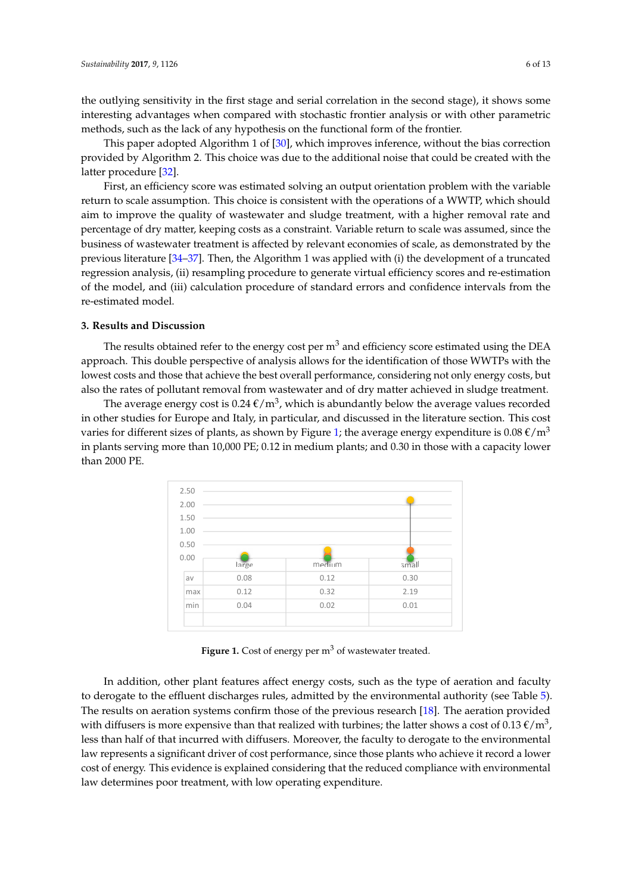the outlying sensitivity in the first stage and serial correlation in the second stage), it shows some interesting advantages when compared with stochastic frontier analysis or with other parametric methods, such as the lack of any hypothesis on the functional form of the frontier.

This paper adopted Algorithm 1 of [30], which improves inference, without the bias correction provided by Algorithm 2. This choice was due to the additional noise that could be created with the latter procedure [32].

First, an efficiency score was estimated solving an output orientation problem with the variable return to scale assumption. This choice is consistent with the operations of a WWTP, which should aim to improve the quality of wastewater and sludge treatment, with a higher removal rate and percentage of dry matter, keeping costs as a constraint. Variable return to scale was assumed, since the business of wastewater treatment is affected by relevant economies of scale, as demonstrated by the previous literature [34–37]. Then, the Algorithm 1 was applied with (i) the development of a truncated regression analysis, (ii) resampling procedure to generate virtual efficiency scores and re-estimation of the model, and (iii) calculation procedure of standard errors and confidence intervals from the re-estimated model.

## 3. Results and Discussion

The results obtained refer to the energy cost per $m^3$ and efficiency score estimated using the DEA approach. This double perspective of analysis allows for the identification of those WWTPs with the lowest costs and those that achieve the best overall performance, considering not only energy costs, but also the rates of pollutant removal from wastewater and of dry matter achieved in sludge treatment.

The average energy cost is 0.24 €/$m^3$, which is abundantly below the average values recorded in other studies for Europe and Italy, in particular, and discussed in the literature section. This cost varies for different sizes of plants, as shown by Figure 1; the average energy expenditure is 0.08 €/$m^3$ in plants serving more than 10,000 PE; 0.12 in medium plants; and 0.30 in those with a capacity lower than 2000 PE.

| | large | medium | small |
|---|---|---|---|
| av | 0.08 | 0.12 | 0.30 |
| max | 0.12 | 0.32 | 2.19 |
| min | 0.04 | 0.02 | 0.01 |

**Figure 1.** Cost of energy per $m^3$ of wastewater treated.

In addition, other plant features affect energy costs, such as the type of aeration and faculty to derogate to the effluent discharges rules, admitted by the environmental authority (see Table 5). The results on aeration systems confirm those of the previous research [18]. The aeration provided with diffusers is more expensive than that realized with turbines; the latter shows a cost of 0.13 €/$m^3$, less than half of that incurred with diffusers. Moreover, the faculty to derogate to the environmental law represents a significant driver of cost performance, since those plants who achieve it record a lower cost of energy. This evidence is explained considering that the reduced compliance with environmental law determines poor treatment, with low operating expenditure.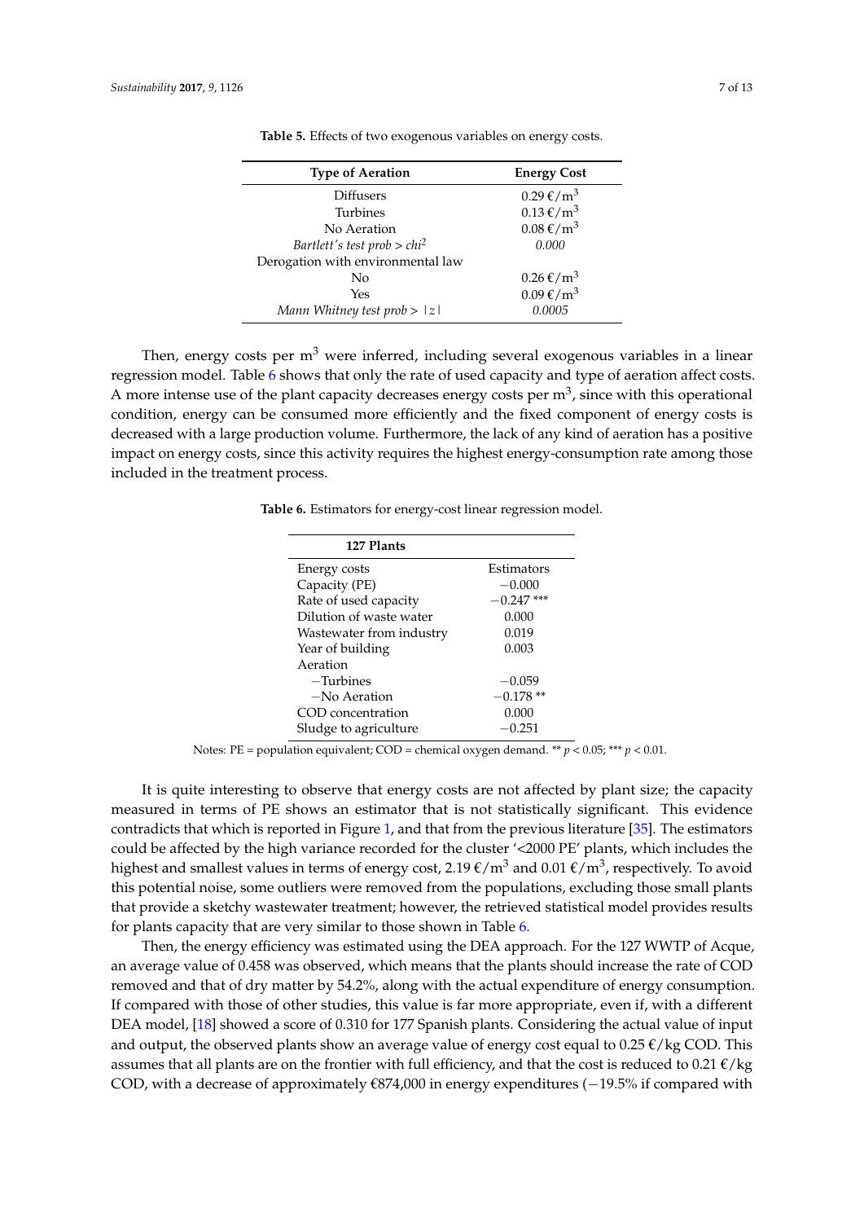**Table 5.** Effects of two exogenous variables on energy costs.

| Type of Aeration | Energy Cost |
| --- | --- |
| Diffusers | 0.29 €/m$^3$ |
| Turbines | 0.13 €/m$^3$ |
| No Aeration | 0.08 €/m$^3$ |
| *Bartlett's test prob > chi$^2$* | *0.000* |
| Derogation with environmental law | |
| No | 0.26 €/m$^3$ |
| Yes | 0.09 €/m$^3$ |
| *Mann Whitney test prob > \|z\|* | *0.0005* |

Then, energy costs per m$^3$ were inferred, including several exogenous variables in a linear regression model. Table 6 shows that only the rate of used capacity and type of aeration affect costs. A more intense use of the plant capacity decreases energy costs per m$^3$, since with this operational condition, energy can be consumed more efficiently and the fixed component of energy costs is decreased with a large production volume. Furthermore, the lack of any kind of aeration has a positive impact on energy costs, since this activity requires the highest energy-consumption rate among those included in the treatment process.

**Table 6.** Estimators for energy-cost linear regression model.

| 127 Plants | |
| --- | --- |
| Energy costs | Estimators |
| Capacity (PE) | −0.000 |
| Rate of used capacity | −0.247 *** |
| Dilution of waste water | 0.000 |
| Wastewater from industry | 0.019 |
| Year of building | 0.003 |
| Aeration | |
| −Turbines | −0.059 |
| −No Aeration | −0.178 ** |
| COD concentration | 0.000 |
| Sludge to agriculture | −0.251 |

Notes: PE = population equivalent; COD = chemical oxygen demand. ** $p < 0.05$; *** $p < 0.01$.

It is quite interesting to observe that energy costs are not affected by plant size; the capacity measured in terms of PE shows an estimator that is not statistically significant. This evidence contradicts that which is reported in Figure 1, and that from the previous literature [35]. The estimators could be affected by the high variance recorded for the cluster '<2000 PE' plants, which includes the highest and smallest values in terms of energy cost, 2.19 €/m$^3$ and 0.01 €/m$^3$, respectively. To avoid this potential noise, some outliers were removed from the populations, excluding those small plants that provide a sketchy wastewater treatment; however, the retrieved statistical model provides results for plants capacity that are very similar to those shown in Table 6.

Then, the energy efficiency was estimated using the DEA approach. For the 127 WWTP of Acque, an average value of 0.458 was observed, which means that the plants should increase the rate of COD removed and that of dry matter by 54.2%, along with the actual expenditure of energy consumption. If compared with those of other studies, this value is far more appropriate, even if, with a different DEA model, [18] showed a score of 0.310 for 177 Spanish plants. Considering the actual value of input and output, the observed plants show an average value of energy cost equal to 0.25 €/kg COD. This assumes that all plants are on the frontier with full efficiency, and that the cost is reduced to 0.21 €/kg COD, with a decrease of approximately €874,000 in energy expenditures (−19.5% if compared with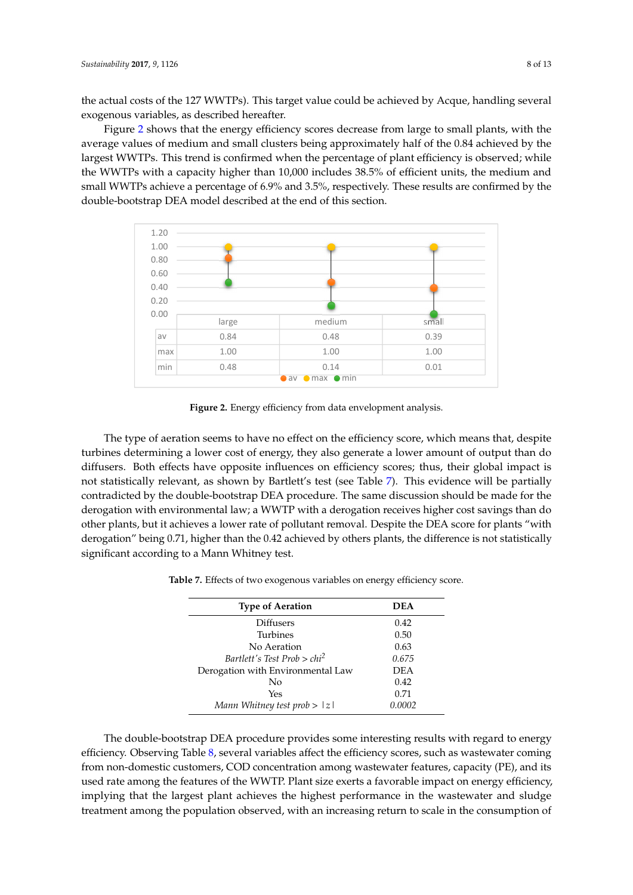the actual costs of the 127 WWTPs). This target value could be achieved by Acque, handling several exogenous variables, as described hereafter.

Figure 2 shows that the energy efficiency scores decrease from large to small plants, with the average values of medium and small clusters being approximately half of the 0.84 achieved by the largest WWTPs. This trend is confirmed when the percentage of plant efficiency is observed; while the WWTPs with a capacity higher than 10,000 includes 38.5% of efficient units, the medium and small WWTPs achieve a percentage of 6.9% and 3.5%, respectively. These results are confirmed by the double-bootstrap DEA model described at the end of this section.

| | large | medium | small |
|---|---|---|---|
| av | 0.84 | 0.48 | 0.39 |
| max | 1.00 | 1.00 | 1.00 |
| min | 0.48 | 0.14 | 0.01 |

**Figure 2.** Energy efficiency from data envelopment analysis.

The type of aeration seems to have no effect on the efficiency score, which means that, despite turbines determining a lower cost of energy, they also generate a lower amount of output than do diffusers. Both effects have opposite influences on efficiency scores; thus, their global impact is not statistically relevant, as shown by Bartlett's test (see Table 7). This evidence will be partially contradicted by the double-bootstrap DEA procedure. The same discussion should be made for the derogation with environmental law; a WWTP with a derogation receives higher cost savings than do other plants, but it achieves a lower rate of pollutant removal. Despite the DEA score for plants "with derogation" being 0.71, higher than the 0.42 achieved by others plants, the difference is not statistically significant according to a Mann Whitney test.

**Table 7.** Effects of two exogenous variables on energy efficiency score.

| Type of Aeration | DEA |
|---|---|
| Diffusers | 0.42 |
| Turbines | 0.50 |
| No Aeration | 0.63 |
| *Bartlett's Test Prob > chi$^2$* | *0.675* |
| Derogation with Environmental Law | DEA |
| No | 0.42 |
| Yes | 0.71 |
| *Mann Whitney test prob > \|z\|* | *0.0002* |

The double-bootstrap DEA procedure provides some interesting results with regard to energy efficiency. Observing Table 8, several variables affect the efficiency scores, such as wastewater coming from non-domestic customers, COD concentration among wastewater features, capacity (PE), and its used rate among the features of the WWTP. Plant size exerts a favorable impact on energy efficiency, implying that the largest plant achieves the highest performance in the wastewater and sludge treatment among the population observed, with an increasing return to scale in the consumption of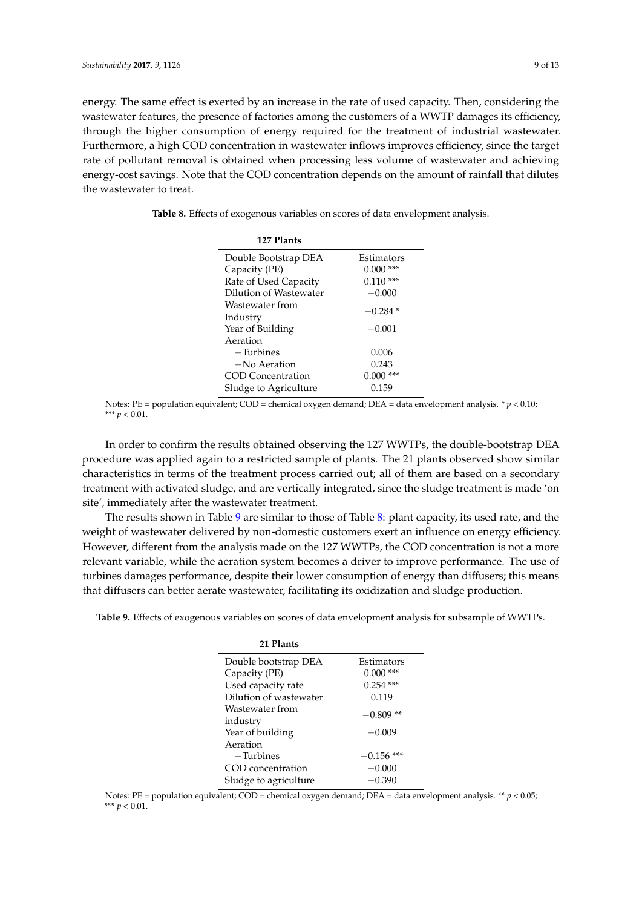energy. The same effect is exerted by an increase in the rate of used capacity. Then, considering the wastewater features, the presence of factories among the customers of a WWTP damages its efficiency, through the higher consumption of energy required for the treatment of industrial wastewater. Furthermore, a high COD concentration in wastewater inflows improves efficiency, since the target rate of pollutant removal is obtained when processing less volume of wastewater and achieving energy-cost savings. Note that the COD concentration depends on the amount of rainfall that dilutes the wastewater to treat.

**Table 8.** Effects of exogenous variables on scores of data envelopment analysis.

| 127 Plants | |
|---|---|
| Double Bootstrap DEA | Estimators |
| Capacity (PE) | 0.000 *** |
| Rate of Used Capacity | 0.110 *** |
| Dilution of Wastewater | −0.000 |
| Wastewater from Industry | −0.284 * |
| Year of Building | −0.001 |
| Aeration | |
| −Turbines | 0.006 |
| −No Aeration | 0.243 |
| COD Concentration | 0.000 *** |
| Sludge to Agriculture | 0.159 |

Notes: PE = population equivalent; COD = chemical oxygen demand; DEA = data envelopment analysis. * $p < 0.10$; *** $p < 0.01$.

In order to confirm the results obtained observing the 127 WWTPs, the double-bootstrap DEA procedure was applied again to a restricted sample of plants. The 21 plants observed show similar characteristics in terms of the treatment process carried out; all of them are based on a secondary treatment with activated sludge, and are vertically integrated, since the sludge treatment is made 'on site', immediately after the wastewater treatment.

The results shown in Table 9 are similar to those of Table 8: plant capacity, its used rate, and the weight of wastewater delivered by non-domestic customers exert an influence on energy efficiency. However, different from the analysis made on the 127 WWTPs, the COD concentration is not a more relevant variable, while the aeration system becomes a driver to improve performance. The use of turbines damages performance, despite their lower consumption of energy than diffusers; this means that diffusers can better aerate wastewater, facilitating its oxidization and sludge production.

**Table 9.** Effects of exogenous variables on scores of data envelopment analysis for subsample of WWTPs.

| 21 Plants | |
|---|---|
| Double bootstrap DEA | Estimators |
| Capacity (PE) | 0.000 *** |
| Used capacity rate | 0.254 *** |
| Dilution of wastewater | 0.119 |
| Wastewater from industry | −0.809 ** |
| Year of building | −0.009 |
| Aeration | |
| −Turbines | −0.156 *** |
| COD concentration | −0.000 |
| Sludge to agriculture | −0.390 |

Notes: PE = population equivalent; COD = chemical oxygen demand; DEA = data envelopment analysis. ** $p < 0.05$; *** $p < 0.01$.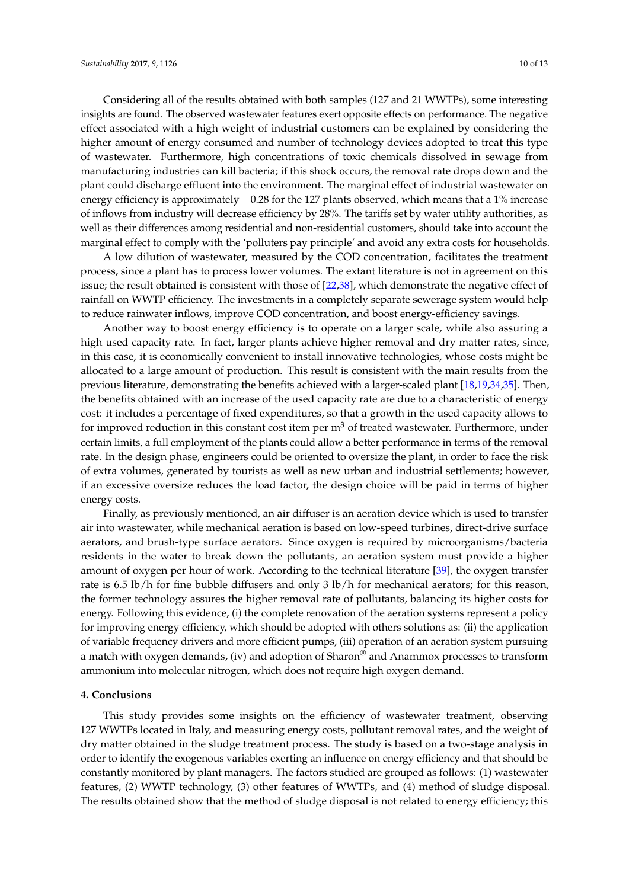Considering all of the results obtained with both samples (127 and 21 WWTPs), some interesting insights are found. The observed wastewater features exert opposite effects on performance. The negative effect associated with a high weight of industrial customers can be explained by considering the higher amount of energy consumed and number of technology devices adopted to treat this type of wastewater. Furthermore, high concentrations of toxic chemicals dissolved in sewage from manufacturing industries can kill bacteria; if this shock occurs, the removal rate drops down and the plant could discharge effluent into the environment. The marginal effect of industrial wastewater on energy efficiency is approximately −0.28 for the 127 plants observed, which means that a 1% increase of inflows from industry will decrease efficiency by 28%. The tariffs set by water utility authorities, as well as their differences among residential and non-residential customers, should take into account the marginal effect to comply with the 'polluters pay principle' and avoid any extra costs for households.

A low dilution of wastewater, measured by the COD concentration, facilitates the treatment process, since a plant has to process lower volumes. The extant literature is not in agreement on this issue; the result obtained is consistent with those of [22,38], which demonstrate the negative effect of rainfall on WWTP efficiency. The investments in a completely separate sewerage system would help to reduce rainwater inflows, improve COD concentration, and boost energy-efficiency savings.

Another way to boost energy efficiency is to operate on a larger scale, while also assuring a high used capacity rate. In fact, larger plants achieve higher removal and dry matter rates, since, in this case, it is economically convenient to install innovative technologies, whose costs might be allocated to a large amount of production. This result is consistent with the main results from the previous literature, demonstrating the benefits achieved with a larger-scaled plant [18,19,34,35]. Then, the benefits obtained with an increase of the used capacity rate are due to a characteristic of energy cost: it includes a percentage of fixed expenditures, so that a growth in the used capacity allows to for improved reduction in this constant cost item per $m^3$ of treated wastewater. Furthermore, under certain limits, a full employment of the plants could allow a better performance in terms of the removal rate. In the design phase, engineers could be oriented to oversize the plant, in order to face the risk of extra volumes, generated by tourists as well as new urban and industrial settlements; however, if an excessive oversize reduces the load factor, the design choice will be paid in terms of higher energy costs.

Finally, as previously mentioned, an air diffuser is an aeration device which is used to transfer air into wastewater, while mechanical aeration is based on low-speed turbines, direct-drive surface aerators, and brush-type surface aerators. Since oxygen is required by microorganisms/bacteria residents in the water to break down the pollutants, an aeration system must provide a higher amount of oxygen per hour of work. According to the technical literature [39], the oxygen transfer rate is 6.5 lb/h for fine bubble diffusers and only 3 lb/h for mechanical aerators; for this reason, the former technology assures the higher removal rate of pollutants, balancing its higher costs for energy. Following this evidence, (i) the complete renovation of the aeration systems represent a policy for improving energy efficiency, which should be adopted with others solutions as: (ii) the application of variable frequency drivers and more efficient pumps, (iii) operation of an aeration system pursuing a match with oxygen demands, (iv) and adoption of Sharon® and Anammox processes to transform ammonium into molecular nitrogen, which does not require high oxygen demand.

## 4. Conclusions

This study provides some insights on the efficiency of wastewater treatment, observing 127 WWTPs located in Italy, and measuring energy costs, pollutant removal rates, and the weight of dry matter obtained in the sludge treatment process. The study is based on a two-stage analysis in order to identify the exogenous variables exerting an influence on energy efficiency and that should be constantly monitored by plant managers. The factors studied are grouped as follows: (1) wastewater features, (2) WWTP technology, (3) other features of WWTPs, and (4) method of sludge disposal. The results obtained show that the method of sludge disposal is not related to energy efficiency; this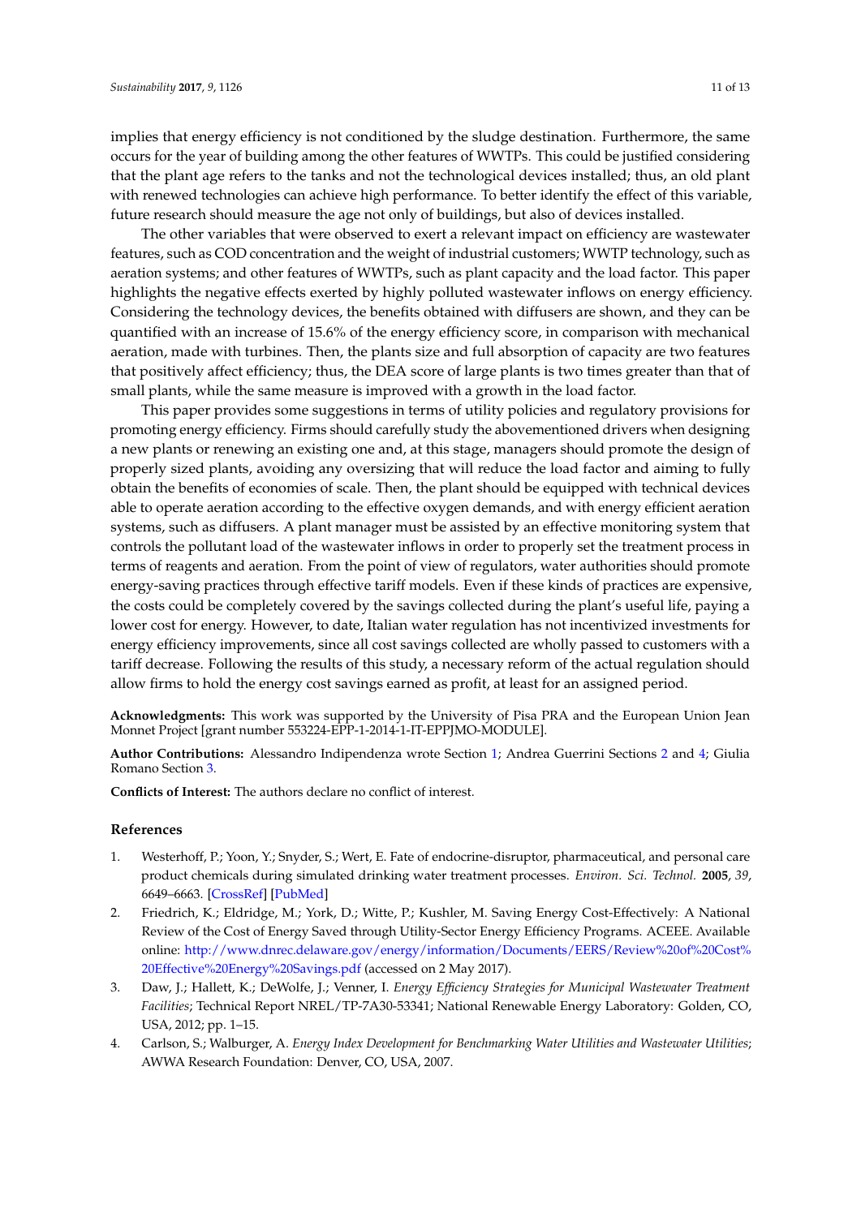implies that energy efficiency is not conditioned by the sludge destination. Furthermore, the same occurs for the year of building among the other features of WWTPs. This could be justified considering that the plant age refers to the tanks and not the technological devices installed; thus, an old plant with renewed technologies can achieve high performance. To better identify the effect of this variable, future research should measure the age not only of buildings, but also of devices installed.

The other variables that were observed to exert a relevant impact on efficiency are wastewater features, such as COD concentration and the weight of industrial customers; WWTP technology, such as aeration systems; and other features of WWTPs, such as plant capacity and the load factor. This paper highlights the negative effects exerted by highly polluted wastewater inflows on energy efficiency. Considering the technology devices, the benefits obtained with diffusers are shown, and they can be quantified with an increase of 15.6% of the energy efficiency score, in comparison with mechanical aeration, made with turbines. Then, the plants size and full absorption of capacity are two features that positively affect efficiency; thus, the DEA score of large plants is two times greater than that of small plants, while the same measure is improved with a growth in the load factor.

This paper provides some suggestions in terms of utility policies and regulatory provisions for promoting energy efficiency. Firms should carefully study the abovementioned drivers when designing a new plants or renewing an existing one and, at this stage, managers should promote the design of properly sized plants, avoiding any oversizing that will reduce the load factor and aiming to fully obtain the benefits of economies of scale. Then, the plant should be equipped with technical devices able to operate aeration according to the effective oxygen demands, and with energy efficient aeration systems, such as diffusers. A plant manager must be assisted by an effective monitoring system that controls the pollutant load of the wastewater inflows in order to properly set the treatment process in terms of reagents and aeration. From the point of view of regulators, water authorities should promote energy-saving practices through effective tariff models. Even if these kinds of practices are expensive, the costs could be completely covered by the savings collected during the plant's useful life, paying a lower cost for energy. However, to date, Italian water regulation has not incentivized investments for energy efficiency improvements, since all cost savings collected are wholly passed to customers with a tariff decrease. Following the results of this study, a necessary reform of the actual regulation should allow firms to hold the energy cost savings earned as profit, at least for an assigned period.

**Acknowledgments:** This work was supported by the University of Pisa PRA and the European Union Jean Monnet Project [grant number 553224-EPP-1-2014-1-IT-EPPJMO-MODULE].

**Author Contributions:** Alessandro Indipendenza wrote Section 1; Andrea Guerrini Sections 2 and 4; Giulia Romano Section 3.

**Conflicts of Interest:** The authors declare no conflict of interest.

## References

1. Westerhoff, P.; Yoon, Y.; Snyder, S.; Wert, E. Fate of endocrine-disruptor, pharmaceutical, and personal care product chemicals during simulated drinking water treatment processes. *Environ. Sci. Technol.* **2005**, *39*, 6649–6663. [CrossRef] [PubMed]
2. Friedrich, K.; Eldridge, M.; York, D.; Witte, P.; Kushler, M. Saving Energy Cost-Effectively: A National Review of the Cost of Energy Saved through Utility-Sector Energy Efficiency Programs. ACEEE. Available online: http://www.dnrec.delaware.gov/energy/information/Documents/EERS/Review%20of%20Cost%20Effective%20Energy%20Savings.pdf (accessed on 2 May 2017).
3. Daw, J.; Hallett, K.; DeWolfe, J.; Venner, I. *Energy Efficiency Strategies for Municipal Wastewater Treatment Facilities*; Technical Report NREL/TP-7A30-53341; National Renewable Energy Laboratory: Golden, CO, USA, 2012; pp. 1–15.
4. Carlson, S.; Walburger, A. *Energy Index Development for Benchmarking Water Utilities and Wastewater Utilities*; AWWA Research Foundation: Denver, CO, USA, 2007.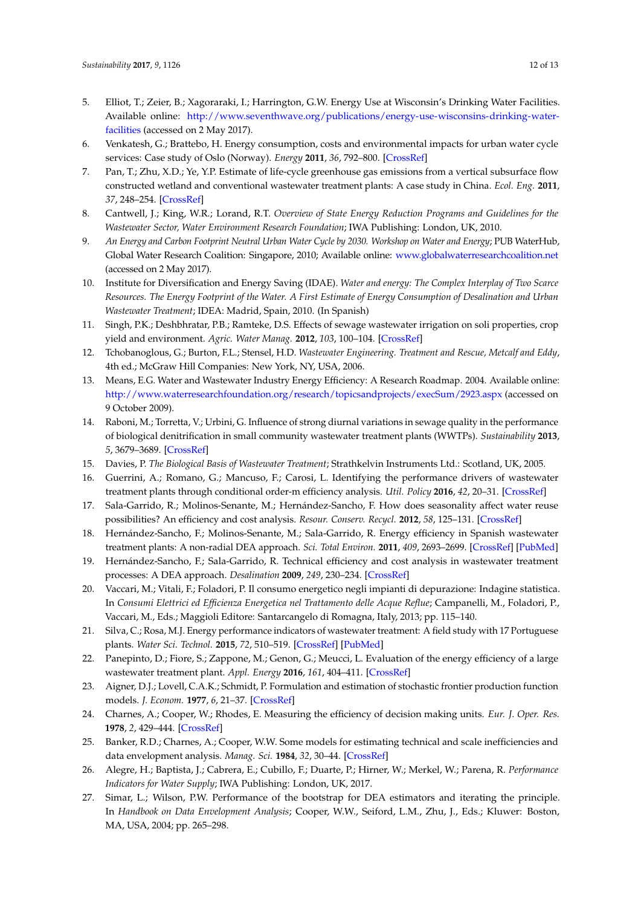5. Elliot, T.; Zeier, B.; Xagoraraki, I.; Harrington, G.W. Energy Use at Wisconsin's Drinking Water Facilities. Available online: http://www.seventhwave.org/publications/energy-use-wisconsins-drinking-water-facilities (accessed on 2 May 2017).
6. Venkatesh, G.; Brattebo, H. Energy consumption, costs and environmental impacts for urban water cycle services: Case study of Oslo (Norway). *Energy* **2011**, *36*, 792–800. [CrossRef]
7. Pan, T.; Zhu, X.D.; Ye, Y.P. Estimate of life-cycle greenhouse gas emissions from a vertical subsurface flow constructed wetland and conventional wastewater treatment plants: A case study in China. *Ecol. Eng.* **2011**, *37*, 248–254. [CrossRef]
8. Cantwell, J.; King, W.R.; Lorand, R.T. *Overview of State Energy Reduction Programs and Guidelines for the Wastewater Sector, Water Environment Research Foundation*; IWA Publishing: London, UK, 2010.
9. *An Energy and Carbon Footprint Neutral Urban Water Cycle by 2030. Workshop on Water and Energy*; PUB WaterHub, Global Water Research Coalition: Singapore, 2010; Available online: www.globalwaterresearchcoalition.net (accessed on 2 May 2017).
10. Institute for Diversification and Energy Saving (IDAE). *Water and energy: The Complex Interplay of Two Scarce Resources. The Energy Footprint of the Water. A First Estimate of Energy Consumption of Desalination and Urban Wastewater Treatment*; IDEA: Madrid, Spain, 2010. (In Spanish)
11. Singh, P.K.; Deshbhratar, P.B.; Ramteke, D.S. Effects of sewage wastewater irrigation on soli properties, crop yield and environment. *Agric. Water Manag.* **2012**, *103*, 100–104. [CrossRef]
12. Tchobanoglous, G.; Burton, F.L.; Stensel, H.D. *Wastewater Engineering. Treatment and Rescue, Metcalf and Eddy*, 4th ed.; McGraw Hill Companies: New York, NY, USA, 2006.
13. Means, E.G. Water and Wastewater Industry Energy Efficiency: A Research Roadmap. 2004. Available online: http://www.waterresearchfoundation.org/research/topicsandprojects/execSum/2923.aspx (accessed on 9 October 2009).
14. Raboni, M.; Torretta, V.; Urbini, G. Influence of strong diurnal variations in sewage quality in the performance of biological denitrification in small community wastewater treatment plants (WWTPs). *Sustainability* **2013**, *5*, 3679–3689. [CrossRef]
15. Davies, P. *The Biological Basis of Wastewater Treatment*; Strathkelvin Instruments Ltd.: Scotland, UK, 2005.
16. Guerrini, A.; Romano, G.; Mancuso, F.; Carosi, L. Identifying the performance drivers of wastewater treatment plants through conditional order-m efficiency analysis. *Util. Policy* **2016**, *42*, 20–31. [CrossRef]
17. Sala-Garrido, R.; Molinos-Senante, M.; Hernández-Sancho, F. How does seasonality affect water reuse possibilities? An efficiency and cost analysis. *Resour. Conserv. Recycl.* **2012**, *58*, 125–131. [CrossRef]
18. Hernández-Sancho, F.; Molinos-Senante, M.; Sala-Garrido, R. Energy efficiency in Spanish wastewater treatment plants: A non-radial DEA approach. *Sci. Total Environ.* **2011**, *409*, 2693–2699. [CrossRef] [PubMed]
19. Hernández-Sancho, F.; Sala-Garrido, R. Technical efficiency and cost analysis in wastewater treatment processes: A DEA approach. *Desalination* **2009**, *249*, 230–234. [CrossRef]
20. Vaccari, M.; Vitali, F.; Foladori, P. Il consumo energetico negli impianti di depurazione: Indagine statistica. In *Consumi Elettrici ed Efficienza Energetica nel Trattamento delle Acque Reflue*; Campanelli, M., Foladori, P., Vaccari, M., Eds.; Maggioli Editore: Santarcangelo di Romagna, Italy, 2013; pp. 115–140.
21. Silva, C.; Rosa, M.J. Energy performance indicators of wastewater treatment: A field study with 17 Portuguese plants. *Water Sci. Technol.* **2015**, *72*, 510–519. [CrossRef] [PubMed]
22. Panepinto, D.; Fiore, S.; Zappone, M.; Genon, G.; Meucci, L. Evaluation of the energy efficiency of a large wastewater treatment plant. *Appl. Energy* **2016**, *161*, 404–411. [CrossRef]
23. Aigner, D.J.; Lovell, C.A.K.; Schmidt, P. Formulation and estimation of stochastic frontier production function models. *J. Econom.* **1977**, *6*, 21–37. [CrossRef]
24. Charnes, A.; Cooper, W.; Rhodes, E. Measuring the efficiency of decision making units. *Eur. J. Oper. Res.* **1978**, *2*, 429–444. [CrossRef]
25. Banker, R.D.; Charnes, A.; Cooper, W.W. Some models for estimating technical and scale inefficiencies and data envelopment analysis. *Manag. Sci.* **1984**, *32*, 30–44. [CrossRef]
26. Alegre, H.; Baptista, J.; Cabrera, E.; Cubillo, F.; Duarte, P.; Hirner, W.; Merkel, W.; Parena, R. *Performance Indicators for Water Supply*; IWA Publishing: London, UK, 2017.
27. Simar, L.; Wilson, P.W. Performance of the bootstrap for DEA estimators and iterating the principle. In *Handbook on Data Envelopment Analysis*; Cooper, W.W., Seiford, L.M., Zhu, J., Eds.; Kluwer: Boston, MA, USA, 2004; pp. 265–298.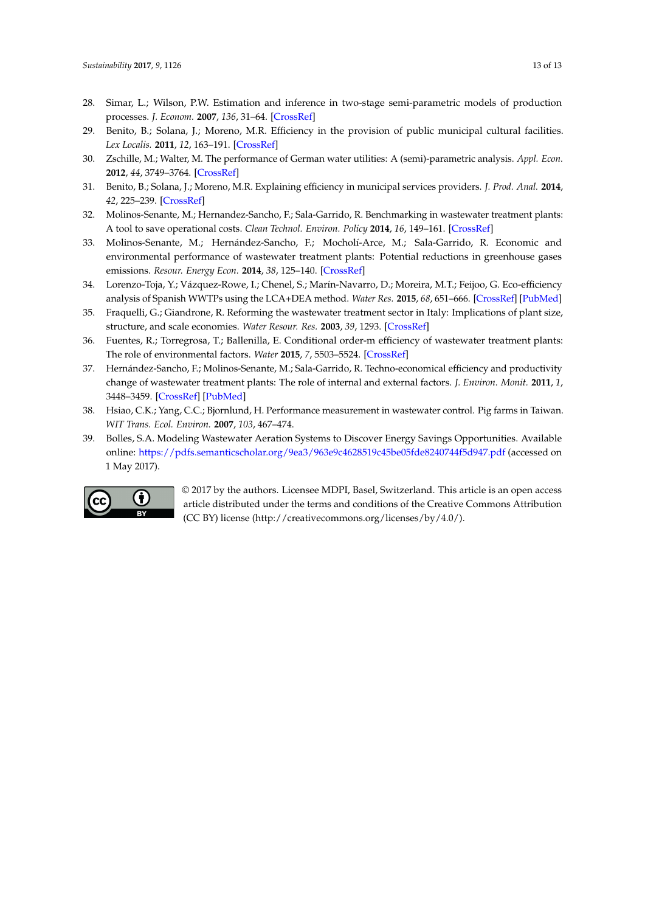28. Simar, L.; Wilson, P.W. Estimation and inference in two-stage semi-parametric models of production processes. *J. Econom.* **2007**, *136*, 31–64. [CrossRef]
29. Benito, B.; Solana, J.; Moreno, M.R. Efficiency in the provision of public municipal cultural facilities. *Lex Localis.* **2011**, *12*, 163–191. [CrossRef]
30. Zschille, M.; Walter, M. The performance of German water utilities: A (semi)-parametric analysis. *Appl. Econ.* **2012**, *44*, 3749–3764. [CrossRef]
31. Benito, B.; Solana, J.; Moreno, M.R. Explaining efficiency in municipal services providers. *J. Prod. Anal.* **2014**, *42*, 225–239. [CrossRef]
32. Molinos-Senante, M.; Hernandez-Sancho, F.; Sala-Garrido, R. Benchmarking in wastewater treatment plants: A tool to save operational costs. *Clean Technol. Environ. Policy* **2014**, *16*, 149–161. [CrossRef]
33. Molinos-Senante, M.; Hernández-Sancho, F.; Mocholí-Arce, M.; Sala-Garrido, R. Economic and environmental performance of wastewater treatment plants: Potential reductions in greenhouse gases emissions. *Resour. Energy Econ.* **2014**, *38*, 125–140. [CrossRef]
34. Lorenzo-Toja, Y.; Vázquez-Rowe, I.; Chenel, S.; Marín-Navarro, D.; Moreira, M.T.; Feijoo, G. Eco-efficiency analysis of Spanish WWTPs using the LCA+DEA method. *Water Res.* **2015**, *68*, 651–666. [CrossRef] [PubMed]
35. Fraquelli, G.; Giandrone, R. Reforming the wastewater treatment sector in Italy: Implications of plant size, structure, and scale economies. *Water Resour. Res.* **2003**, *39*, 1293. [CrossRef]
36. Fuentes, R.; Torregrosa, T.; Ballenilla, E. Conditional order-m efficiency of wastewater treatment plants: The role of environmental factors. *Water* **2015**, *7*, 5503–5524. [CrossRef]
37. Hernández-Sancho, F.; Molinos-Senante, M.; Sala-Garrido, R. Techno-economical efficiency and productivity change of wastewater treatment plants: The role of internal and external factors. *J. Environ. Monit.* **2011**, *1*, 3448–3459. [CrossRef] [PubMed]
38. Hsiao, C.K.; Yang, C.C.; Bjornlund, H. Performance measurement in wastewater control. Pig farms in Taiwan. *WIT Trans. Ecol. Environ.* **2007**, *103*, 467–474.
39. Bolles, S.A. Modeling Wastewater Aeration Systems to Discover Energy Savings Opportunities. Available online: https://pdfs.semanticscholar.org/9ea3/963e9c4628519c45be05fde8240744f5d947.pdf (accessed on 1 May 2017).

© 2017 by the authors. Licensee MDPI, Basel, Switzerland. This article is an open access article distributed under the terms and conditions of the Creative Commons Attribution (CC BY) license (http://creativecommons.org/licenses/by/4.0/).